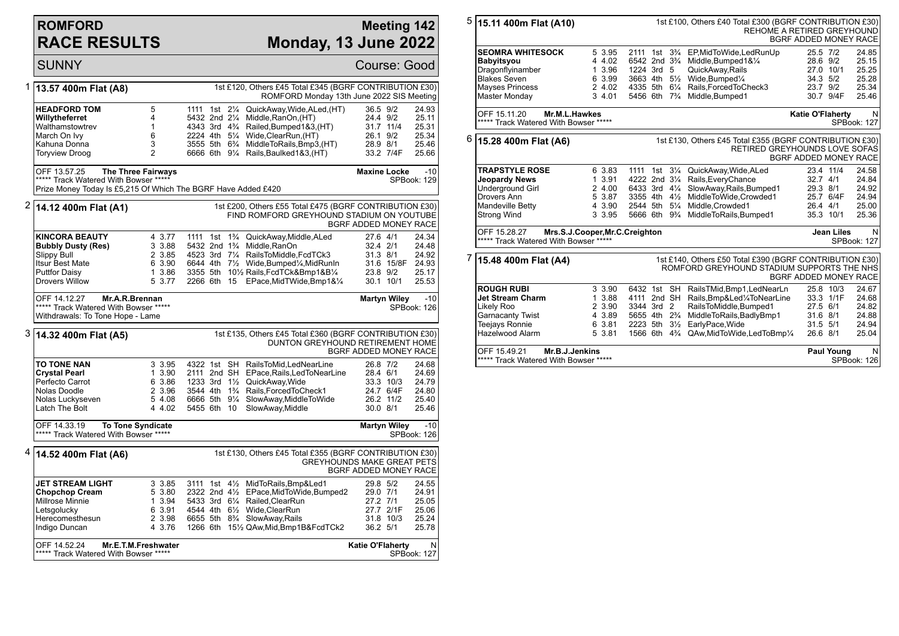# ROMFORD RACE RESULTS

## Meeting 142
## Monday, 13 June 2022

SUNNY — Course: Good

### 1 | 13.57 400m Flat (A8)

1st £120, Others £45 Total £345 (BGRF CONTRIBUTION £30)
ROMFORD Monday 13th June 2022 SIS Meeting

| Greyhound | Trap | | Sectionals | Pos | Dist | Remarks | Wt | SP | Time |
|---|---|---|---|---|---|---|---|---|---|
| **HEADFORD TOM** | 5 | | 1111 | 1st | 2¼ | QuickAway,Wide,ALed,(HT) | 36.5 | 9/2 | 24.93 |
| Willytheferret | 4 | | 5432 | 2nd | 2¼ | Middle,RanOn,(HT) | 24.4 | 9/2 | 25.11 |
| Walthamstowtrev | 1 | | 4343 | 3rd | 4¾ | Railed,Bumped1&3,(HT) | 31.7 | 11/4 | 25.31 |
| March On Ivy | 6 | | 2224 | 4th | 5¼ | Wide,ClearRun,(HT) | 26.1 | 9/2 | 25.34 |
| Kahuna Donna | 3 | | 3555 | 5th | 6¾ | MiddleToRails,Bmp3,(HT) | 28.9 | 8/1 | 25.46 |
| Toryview Droog | 2 | | 6666 | 6th | 9¼ | Rails,Baulked1&3,(HT) | 33.2 | 7/4F | 25.66 |

OFF 13.57.25 **The Three Fairways** — **Maxine Locke** -10
***** Track Watered With Bowser ***** — SPBook: 129
Prize Money Today Is £5,215 Of Which The BGRF Have Added £420

### 2 | 14.12 400m Flat (A1)

1st £200, Others £55 Total £475 (BGRF CONTRIBUTION £30)
FIND ROMFORD GREYHOUND STADIUM ON YOUTUBE
BGRF ADDED MONEY RACE

| Greyhound | Trap | Split | Sectionals | Pos | Dist | Remarks | Wt | SP | Time |
|---|---|---|---|---|---|---|---|---|---|
| **KINCORA BEAUTY** | 4 | 3.77 | 1111 | 1st | 1¾ | QuickAway,Middle,ALed | 27.6 | 4/1 | 24.34 |
| **Bubbly Dusty (Res)** | 3 | 3.88 | 5432 | 2nd | 1¾ | Middle,RanOn | 32.4 | 2/1 | 24.48 |
| Slippy Bull | 2 | 3.85 | 4523 | 3rd | 7¼ | RailsToMiddle,FcdTCk3 | 31.3 | 8/1 | 24.92 |
| Itsur Best Mate | 6 | 3.90 | 6644 | 4th | 7½ | Wide,Bumped¼,MidRunIn | 31.6 | 15/8F | 24.93 |
| Puttfor Daisy | 1 | 3.86 | 3355 | 5th | 10½ | Rails,FcdTCk&Bmp1&B¼ | 23.8 | 9/2 | 25.17 |
| Drovers Willow | 5 | 3.77 | 2266 | 6th | 15 | EPace,MidTWide,Bmp1&¼ | 30.1 | 10/1 | 25.53 |

OFF 14.12.27 **Mr.A.R.Brennan** — **Martyn Wiley** -10
***** Track Watered With Bowser ***** — SPBook: 126
Withdrawals: To Tone Hope - Lame

### 3 | 14.32 400m Flat (A5)

1st £135, Others £45 Total £360 (BGRF CONTRIBUTION £30)
DUNTON GREYHOUND RETIREMENT HOME
BGRF ADDED MONEY RACE

| Greyhound | Trap | Split | Sectionals | Pos | Dist | Remarks | Wt | SP | Time |
|---|---|---|---|---|---|---|---|---|---|
| **TO TONE NAN** | 3 | 3.95 | 4322 | 1st | SH | RailsToMid,LedNearLine | 26.8 | 7/2 | 24.68 |
| **Crystal Pearl** | 1 | 3.90 | 2111 | 2nd | SH | EPace,Rails,LedToNearLine | 28.4 | 6/1 | 24.69 |
| Perfecto Carrot | 6 | 3.86 | 1233 | 3rd | 1½ | QuickAway,Wide | 33.3 | 10/3 | 24.79 |
| Nolas Doodle | 2 | 3.96 | 3544 | 4th | 1¾ | Rails,ForcedToCheck1 | 24.7 | 6/4F | 24.80 |
| Nolas Luckyseven | 5 | 4.08 | 6666 | 5th | 9¼ | SlowAway,MiddleToWide | 26.2 | 11/2 | 25.40 |
| Latch The Bolt | 4 | 4.02 | 5455 | 6th | 10 | SlowAway,Middle | 30.0 | 8/1 | 25.46 |

OFF 14.33.19 **To Tone Syndicate** — **Martyn Wiley** -10
***** Track Watered With Bowser ***** — SPBook: 126

### 4 | 14.52 400m Flat (A6)

1st £130, Others £45 Total £355 (BGRF CONTRIBUTION £30)
GREYHOUNDS MAKE GREAT PETS
BGRF ADDED MONEY RACE

| Greyhound | Trap | Split | Sectionals | Pos | Dist | Remarks | Wt | SP | Time |
|---|---|---|---|---|---|---|---|---|---|
| **JET STREAM LIGHT** | 3 | 3.85 | 3111 | 1st | 4½ | MidToRails,Bmp&Led1 | 29.8 | 5/2 | 24.55 |
| **Chopchop Cream** | 5 | 3.80 | 2322 | 2nd | 4½ | EPace,MidToWide,Bumped2 | 29.0 | 7/1 | 24.91 |
| Millrose Minnie | 1 | 3.94 | 5433 | 3rd | 6¼ | Railed,ClearRun | 27.2 | 7/1 | 25.05 |
| Letsgolucky | 6 | 3.91 | 4544 | 4th | 6½ | Wide,ClearRun | 27.7 | 2/1F | 25.06 |
| Herecomesthesun | 2 | 3.98 | 6655 | 5th | 8¾ | SlowAway,Rails | 31.8 | 10/3 | 25.24 |
| Indigo Duncan | 4 | 3.76 | 1266 | 6th | 15½ | QAw,Mid,Bmp1B&FcdTCk2 | 36.2 | 5/1 | 25.78 |

OFF 14.52.24 **Mr.E.T.M.Freshwater** — **Katie O'Flaherty** N
***** Track Watered With Bowser ***** — SPBook: 127

### 5 | 15.11 400m Flat (A10)

1st £100, Others £40 Total £300 (BGRF CONTRIBUTION £30)
REHOME A RETIRED GREYHOUND
BGRF ADDED MONEY RACE

| Greyhound | Trap | Split | Sectionals | Pos | Dist | Remarks | Wt | SP | Time |
|---|---|---|---|---|---|---|---|---|---|
| **SEOMRA WHITESOCK** | 5 | 3.95 | 2111 | 1st | 3¾ | EP,MidToWide,LedRunUp | 25.5 | 7/2 | 24.85 |
| **Babyitsyou** | 4 | 4.02 | 6542 | 2nd | 3¾ | Middle,Bumped1&¼ | 28.6 | 9/2 | 25.15 |
| Dragonflyinamber | 1 | 3.96 | 1224 | 3rd | 5 | QuickAway,Rails | 27.0 | 10/1 | 25.25 |
| Blakes Seven | 6 | 3.99 | 3663 | 4th | 5½ | Wide,Bumped¼ | 34.3 | 5/2 | 25.28 |
| Mayses Princess | 2 | 4.02 | 4335 | 5th | 6¼ | Rails,ForcedToCheck3 | 23.7 | 9/2 | 25.34 |
| Master Monday | 3 | 4.01 | 5456 | 6th | 7¾ | Middle,Bumped1 | 30.7 | 9/4F | 25.46 |

OFF 15.11.20 **Mr.M.L.Hawkes** — **Katie O'Flaherty** N
***** Track Watered With Bowser ***** — SPBook: 127

### 6 | 15.28 400m Flat (A6)

1st £130, Others £45 Total £355 (BGRF CONTRIBUTION £30)
RETIRED GREYHOUNDS LOVE SOFAS
BGRF ADDED MONEY RACE

| Greyhound | Trap | Split | Sectionals | Pos | Dist | Remarks | Wt | SP | Time |
|---|---|---|---|---|---|---|---|---|---|
| **TRAPSTYLE ROSE** | 6 | 3.83 | 1111 | 1st | 3¼ | QuickAway,Wide,ALed | 23.4 | 11/4 | 24.58 |
| **Jeopardy News** | 1 | 3.91 | 4222 | 2nd | 3¼ | Rails,EveryChance | 32.7 | 4/1 | 24.84 |
| Underground Girl | 2 | 4.00 | 6433 | 3rd | 4¼ | SlowAway,Rails,Bumped1 | 29.3 | 8/1 | 24.92 |
| Drovers Ann | 5 | 3.87 | 3355 | 4th | 4½ | MiddleToWide,Crowded1 | 25.7 | 6/4F | 24.94 |
| Mandeville Betty | 4 | 3.90 | 2544 | 5th | 5¼ | Middle,Crowded1 | 26.4 | 4/1 | 25.00 |
| Strong Wind | 3 | 3.95 | 5666 | 6th | 9¾ | MiddleToRails,Bumped1 | 35.3 | 10/1 | 25.36 |

OFF 15.28.27 **Mrs.S.J.Cooper,Mr.C.Creighton** — **Jean Liles** N
***** Track Watered With Bowser ***** — SPBook: 127

### 7 | 15.48 400m Flat (A4)

1st £140, Others £50 Total £390 (BGRF CONTRIBUTION £30)
ROMFORD GREYHOUND STADIUM SUPPORTS THE NHS
BGRF ADDED MONEY RACE

| Greyhound | Trap | Split | Sectionals | Pos | Dist | Remarks | Wt | SP | Time |
|---|---|---|---|---|---|---|---|---|---|
| **ROUGH RUBI** | 3 | 3.90 | 6432 | 1st | SH | RailsTMid,Bmp1,LedNearLn | 25.8 | 10/3 | 24.67 |
| **Jet Stream Charm** | 1 | 3.88 | 4111 | 2nd | SH | Rails,Bmp&Led¼ToNearLine | 33.3 | 1/1F | 24.68 |
| Likely Roo | 2 | 3.90 | 3344 | 3rd | 2 | RailsToMiddle,Bumped1 | 27.5 | 6/1 | 24.82 |
| Garnacanty Twist | 4 | 3.89 | 5655 | 4th | 2¾ | MiddleToRails,BadlyBmp1 | 31.6 | 8/1 | 24.88 |
| Teejays Ronnie | 6 | 3.81 | 2223 | 5th | 3½ | EarlyPace,Wide | 31.5 | 5/1 | 24.94 |
| Hazelwood Alarm | 5 | 3.81 | 1566 | 6th | 4¾ | QAw,MidToWide,LedToBmp¼ | 26.6 | 8/1 | 25.04 |

OFF 15.49.21 **Mr.B.J.Jenkins** — **Paul Young** N
***** Track Watered With Bowser ***** — SPBook: 126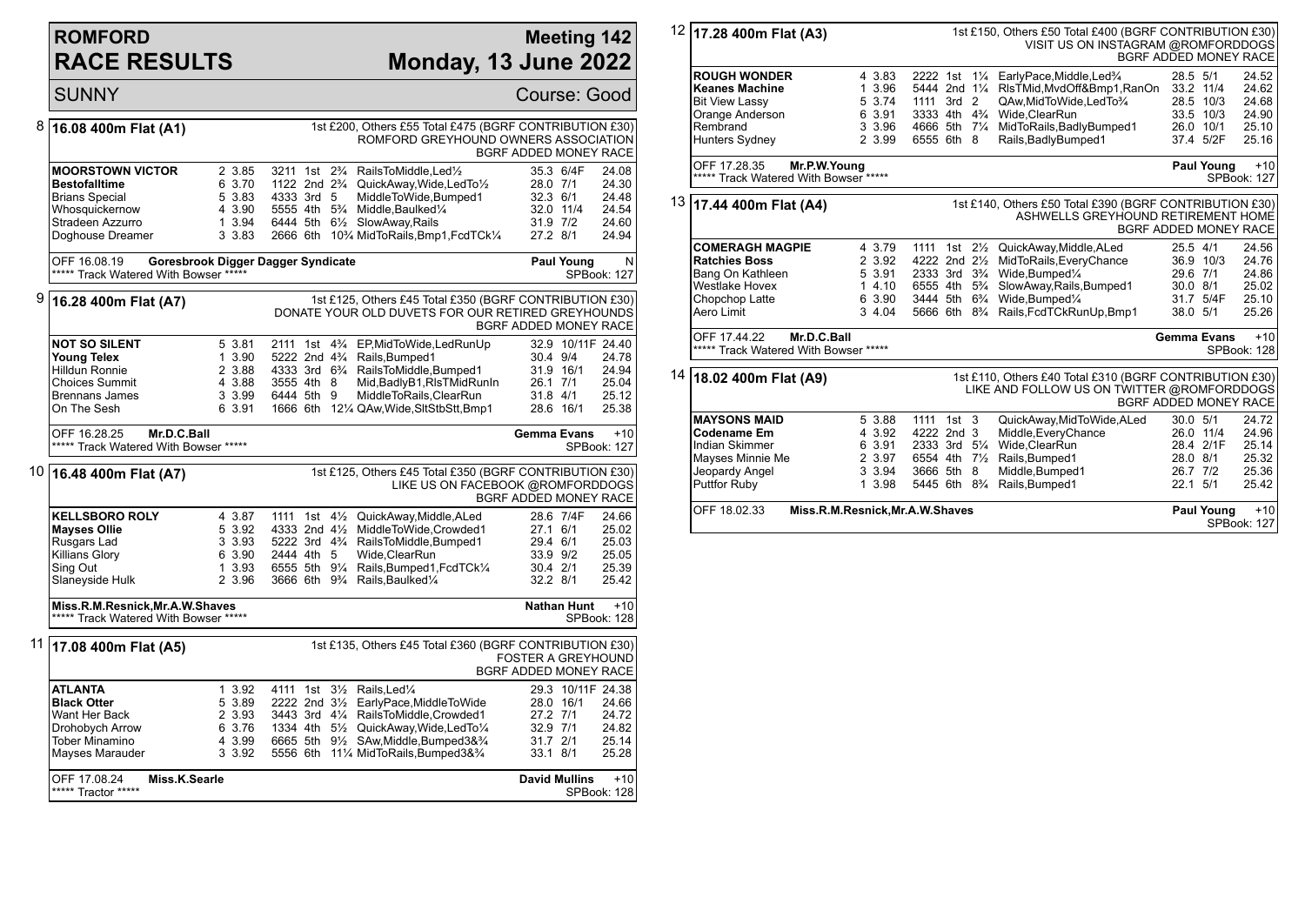# ROMFORD RACE RESULTS

## Meeting 142 Monday, 13 June 2022

SUNNY — Course: Good

### 8 16.08 400m Flat (A1)

1st £200, Others £55 Total £475 (BGRF CONTRIBUTION £30) ROMFORD GREYHOUND OWNERS ASSOCIATION BGRF ADDED MONEY RACE

| | | | | | | | | | |
|---|---|---|---|---|---|---|---|---|---|
| **MOORSTOWN VICTOR** | 2 | 3.85 | 3211 | 1st | 2¾ | RailsToMiddle,Led½ | 35.3 | 6/4F | 24.08 |
| **Bestofalltime** | 6 | 3.70 | 1122 | 2nd | 2¾ | QuickAway,Wide,LedTo½ | 28.0 | 7/1 | 24.30 |
| Brians Special | 5 | 3.83 | 4333 | 3rd | 5 | MiddleToWide,Bumped1 | 32.3 | 6/1 | 24.48 |
| Whosquickernow | 4 | 3.90 | 5555 | 4th | 5¾ | Middle,Baulked¼ | 32.0 | 11/4 | 24.54 |
| Stradeen Azzurro | 1 | 3.94 | 6444 | 5th | 6½ | SlowAway,Rails | 31.9 | 7/2 | 24.60 |
| Doghouse Dreamer | 3 | 3.83 | 2666 | 6th | 10¾ | MidToRails,Bmp1,FcdTCk¼ | 27.2 | 8/1 | 24.94 |

OFF 16.08.19 **Goresbrook Digger Dagger Syndicate** — **Paul Young** N
***** Track Watered With Bowser ***** — SPBook: 127

### 9 16.28 400m Flat (A7)

1st £125, Others £45 Total £350 (BGRF CONTRIBUTION £30) DONATE YOUR OLD DUVETS FOR OUR RETIRED GREYHOUNDS BGRF ADDED MONEY RACE

| | | | | | | | | | |
|---|---|---|---|---|---|---|---|---|---|
| **NOT SO SILENT** | 5 | 3.81 | 2111 | 1st | 4¾ | EP,MidToWide,LedRunUp | 32.9 | 10/11F | 24.40 |
| **Young Telex** | 1 | 3.90 | 5222 | 2nd | 4¾ | Rails,Bumped1 | 30.4 | 9/4 | 24.78 |
| Hilldun Ronnie | 2 | 3.88 | 4333 | 3rd | 6¾ | RailsToMiddle,Bumped1 | 31.9 | 16/1 | 24.94 |
| Choices Summit | 4 | 3.88 | 3555 | 4th | 8 | Mid,BadlyB1,RlsTMidRunIn | 26.1 | 7/1 | 25.04 |
| Brennans James | 3 | 3.99 | 6444 | 5th | 9 | MiddleToRails,ClearRun | 31.8 | 4/1 | 25.12 |
| On The Sesh | 6 | 3.91 | 1666 | 6th | 12¼ | QAw,Wide,SltStbStt,Bmp1 | 28.6 | 16/1 | 25.38 |

OFF 16.28.25 **Mr.D.C.Ball** — **Gemma Evans** +10
***** Track Watered With Bowser ***** — SPBook: 127

### 10 16.48 400m Flat (A7)

1st £125, Others £45 Total £350 (BGRF CONTRIBUTION £30) LIKE US ON FACEBOOK @ROMFORDDOGS BGRF ADDED MONEY RACE

| | | | | | | | | | |
|---|---|---|---|---|---|---|---|---|---|
| **KELLSBORO ROLY** | 4 | 3.87 | 1111 | 1st | 4½ | QuickAway,Middle,ALed | 28.6 | 7/4F | 24.66 |
| **Mayses Ollie** | 5 | 3.92 | 4333 | 2nd | 4½ | MiddleToWide,Crowded1 | 27.1 | 6/1 | 25.02 |
| Rusgars Lad | 3 | 3.93 | 5222 | 3rd | 4¾ | RailsToMiddle,Bumped1 | 29.4 | 6/1 | 25.03 |
| Killians Glory | 6 | 3.90 | 2444 | 4th | 5 | Wide,ClearRun | 33.9 | 9/2 | 25.05 |
| Sing Out | 1 | 3.93 | 6555 | 5th | 9¼ | Rails,Bumped1,FcdTCk¼ | 30.4 | 2/1 | 25.39 |
| Slaneyside Hulk | 2 | 3.96 | 3666 | 6th | 9¾ | Rails,Baulked¼ | 32.2 | 8/1 | 25.42 |

**Miss.R.M.Resnick,Mr.A.W.Shaves** — **Nathan Hunt** +10
***** Track Watered With Bowser ***** — SPBook: 128

### 11 17.08 400m Flat (A5)

1st £135, Others £45 Total £360 (BGRF CONTRIBUTION £30) FOSTER A GREYHOUND BGRF ADDED MONEY RACE

| | | | | | | | | | |
|---|---|---|---|---|---|---|---|---|---|
| **ATLANTA** | 1 | 3.92 | 4111 | 1st | 3½ | Rails,Led¼ | 29.3 | 10/11F | 24.38 |
| **Black Otter** | 5 | 3.89 | 2222 | 2nd | 3½ | EarlyPace,MiddleToWide | 28.0 | 16/1 | 24.66 |
| Want Her Back | 2 | 3.93 | 3443 | 3rd | 4¼ | RailsToMiddle,Crowded1 | 27.2 | 7/1 | 24.72 |
| Drohobych Arrow | 6 | 3.76 | 1334 | 4th | 5½ | QuickAway,Wide,LedTo¼ | 32.9 | 7/1 | 24.82 |
| Tober Minamino | 4 | 3.99 | 6665 | 5th | 9½ | SAw,Middle,Bumped3&¾ | 31.7 | 2/1 | 25.14 |
| Mayses Marauder | 3 | 3.92 | 5556 | 6th | 11¼ | MidToRails,Bumped3&¾ | 33.1 | 8/1 | 25.28 |

OFF 17.08.24 **Miss.K.Searle** — **David Mullins** +10
***** Tractor ***** — SPBook: 128

### 12 17.28 400m Flat (A3)

1st £150, Others £50 Total £400 (BGRF CONTRIBUTION £30) VISIT US ON INSTAGRAM @ROMFORDDOGS BGRF ADDED MONEY RACE

| | | | | | | | | | |
|---|---|---|---|---|---|---|---|---|---|
| **ROUGH WONDER** | 4 | 3.83 | 2222 | 1st | 1¼ | EarlyPace,Middle,Led¾ | 28.5 | 5/1 | 24.52 |
| **Keanes Machine** | 1 | 3.96 | 5444 | 2nd | 1¼ | RlsTMid,MvdOff&Bmp1,RanOn | 33.2 | 11/4 | 24.62 |
| Bit View Lassy | 5 | 3.74 | 1111 | 3rd | 2 | QAw,MidToWide,LedTo¾ | 28.5 | 10/3 | 24.68 |
| Orange Anderson | 6 | 3.91 | 3333 | 4th | 4¾ | Wide,ClearRun | 33.5 | 10/3 | 24.90 |
| Rembrand | 3 | 3.96 | 4666 | 5th | 7¼ | MidToRails,BadlyBumped1 | 26.0 | 10/1 | 25.10 |
| Hunters Sydney | 2 | 3.99 | 6555 | 6th | 8 | Rails,BadlyBumped1 | 37.4 | 5/2F | 25.16 |

OFF 17.28.35 **Mr.P.W.Young** — **Paul Young** +10
***** Track Watered With Bowser ***** — SPBook: 127

### 13 17.44 400m Flat (A4)

1st £140, Others £50 Total £390 (BGRF CONTRIBUTION £30) ASHWELLS GREYHOUND RETIREMENT HOME BGRF ADDED MONEY RACE

| | | | | | | | | | |
|---|---|---|---|---|---|---|---|---|---|
| **COMERAGH MAGPIE** | 4 | 3.79 | 1111 | 1st | 2½ | QuickAway,Middle,ALed | 25.5 | 4/1 | 24.56 |
| **Ratchies Boss** | 2 | 3.92 | 4222 | 2nd | 2½ | MidToRails,EveryChance | 36.9 | 10/3 | 24.76 |
| Bang On Kathleen | 5 | 3.91 | 2333 | 3rd | 3¾ | Wide,Bumped¼ | 29.6 | 7/1 | 24.86 |
| Westlake Hovex | 1 | 4.10 | 6555 | 4th | 5¾ | SlowAway,Rails,Bumped1 | 30.0 | 8/1 | 25.02 |
| Chopchop Latte | 6 | 3.90 | 3444 | 5th | 6¾ | Wide,Bumped¼ | 31.7 | 5/4F | 25.10 |
| Aero Limit | 3 | 4.04 | 5666 | 6th | 8¾ | Rails,FcdTCkRunUp,Bmp1 | 38.0 | 5/1 | 25.26 |

OFF 17.44.22 **Mr.D.C.Ball** — **Gemma Evans** +10
***** Track Watered With Bowser ***** — SPBook: 128

### 14 18.02 400m Flat (A9)

1st £110, Others £40 Total £310 (BGRF CONTRIBUTION £30) LIKE AND FOLLOW US ON TWITTER @ROMFORDDOGS BGRF ADDED MONEY RACE

| | | | | | | | | | |
|---|---|---|---|---|---|---|---|---|---|
| **MAYSONS MAID** | 5 | 3.88 | 1111 | 1st | 3 | QuickAway,MidToWide,ALed | 30.0 | 5/1 | 24.72 |
| **Codename Em** | 4 | 3.92 | 4222 | 2nd | 3 | Middle,EveryChance | 26.0 | 11/4 | 24.96 |
| Indian Skimmer | 6 | 3.91 | 2333 | 3rd | 5¼ | Wide,ClearRun | 28.4 | 2/1F | 25.14 |
| Mayses Minnie Me | 2 | 3.97 | 6554 | 4th | 7½ | Rails,Bumped1 | 28.0 | 8/1 | 25.32 |
| Jeopardy Angel | 3 | 3.94 | 3666 | 5th | 8 | Middle,Bumped1 | 26.7 | 7/2 | 25.36 |
| Puttfor Ruby | 1 | 3.98 | 5445 | 6th | 8¾ | Rails,Bumped1 | 22.1 | 5/1 | 25.42 |

OFF 18.02.33 **Miss.R.M.Resnick,Mr.A.W.Shaves** — **Paul Young** +10
SPBook: 127